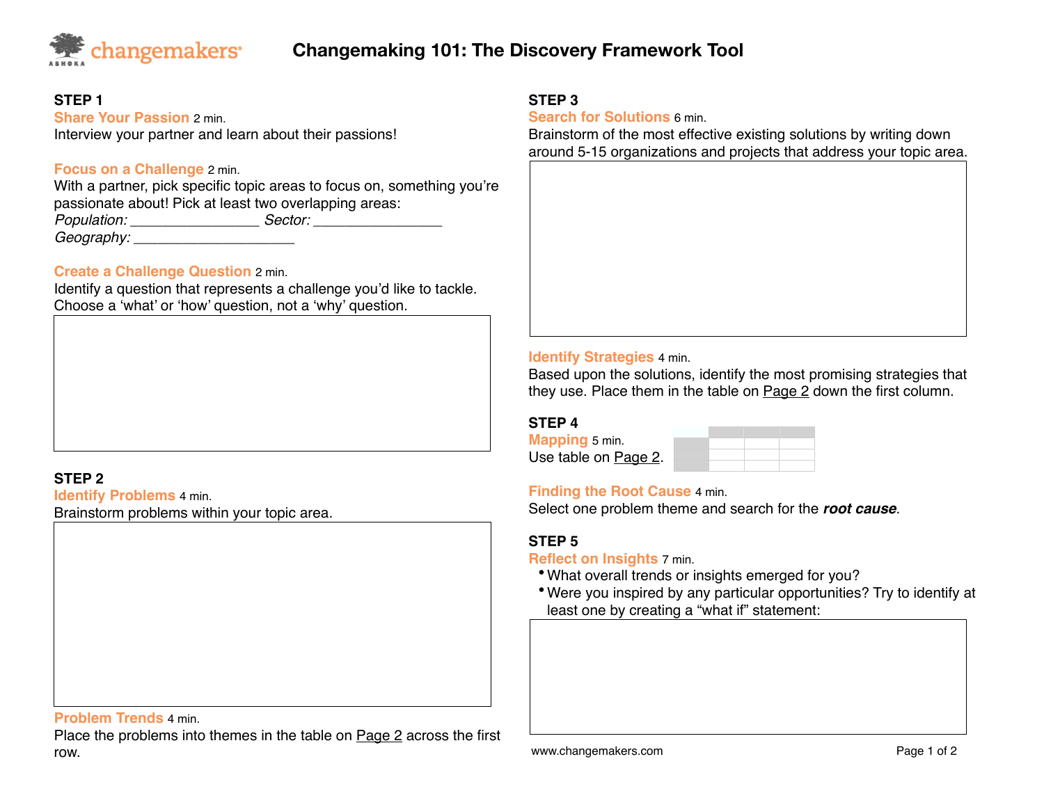changemakers ASHOKA

# Changemaking 101: The Discovery Framework Tool

## STEP 1

### Share Your Passion 2 min.

Interview your partner and learn about their passions!

### Focus on a Challenge 2 min.

With a partner, pick specific topic areas to focus on, something you're passionate about! Pick at least two overlapping areas:

*Population:* ________________ *Sector:* ________________

*Geography:* ____________________

### Create a Challenge Question 2 min.

Identify a question that represents a challenge you'd like to tackle. Choose a 'what' or 'how' question, not a 'why' question.

## STEP 2

### Identify Problems 4 min.

Brainstorm problems within your topic area.

### Problem Trends 4 min.

Place the problems into themes in the table on Page 2 across the first row.

## STEP 3

### Search for Solutions 6 min.

Brainstorm of the most effective existing solutions by writing down around 5-15 organizations and projects that address your topic area.

### Identify Strategies 4 min.

Based upon the solutions, identify the most promising strategies that they use. Place them in the table on Page 2 down the first column.

## STEP 4

### Mapping 5 min.

Use table on Page 2.

### Finding the Root Cause 4 min.

Select one problem theme and search for the ***root cause***.

## STEP 5

### Reflect on Insights 7 min.

- What overall trends or insights emerged for you?
- Were you inspired by any particular opportunities? Try to identify at least one by creating a "what if" statement:

www.changemakers.com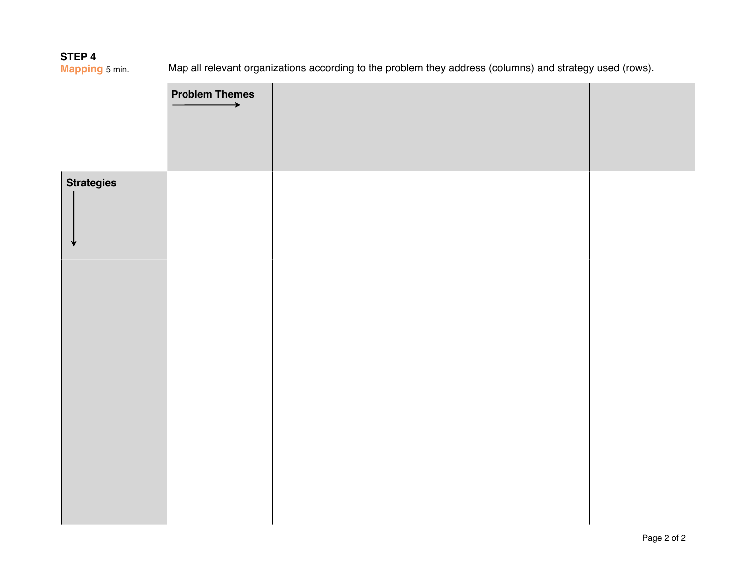**STEP 4**

**Mapping** 5 min.

Map all relevant organizations according to the problem they address (columns) and strategy used (rows).

| | Problem Themes → | | | | |
|---|---|---|---|---|---|
| Strategies ↓ | | | | | |
| | | | | | |
| | | | | | |
| | | | | | |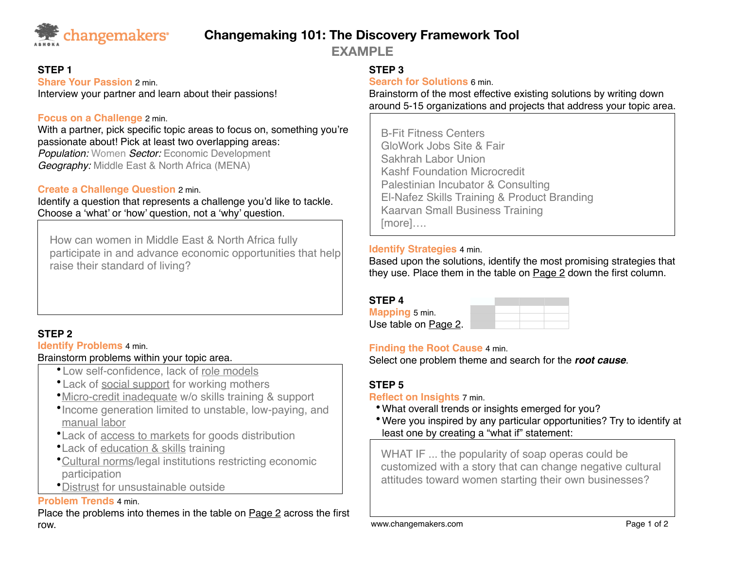# Changemaking 101: The Discovery Framework Tool

## EXAMPLE

### STEP 1

**Share Your Passion** 2 min.

Interview your partner and learn about their passions!

**Focus on a Challenge** 2 min.

With a partner, pick specific topic areas to focus on, something you're passionate about! Pick at least two overlapping areas:

*Population:* Women *Sector:* Economic Development

*Geography:* Middle East & North Africa (MENA)

**Create a Challenge Question** 2 min.

Identify a question that represents a challenge you'd like to tackle. Choose a 'what' or 'how' question, not a 'why' question.

> How can women in Middle East & North Africa fully participate in and advance economic opportunities that help raise their standard of living?

### STEP 2

**Identify Problems** 4 min.

Brainstorm problems within your topic area.

- Low self-confidence, lack of role models
- Lack of social support for working mothers
- Micro-credit inadequate w/o skills training & support
- Income generation limited to unstable, low-paying, and manual labor
- Lack of access to markets for goods distribution
- Lack of education & skills training
- Cultural norms/legal institutions restricting economic participation
- Distrust for unsustainable outside

**Problem Trends** 4 min.

Place the problems into themes in the table on Page 2 across the first row.

### STEP 3

**Search for Solutions** 6 min.

Brainstorm of the most effective existing solutions by writing down around 5-15 organizations and projects that address your topic area.

> B-Fit Fitness Centers
> GloWork Jobs Site & Fair
> Sakhrah Labor Union
> Kashf Foundation Microcredit
> Palestinian Incubator & Consulting
> El-Nafez Skills Training & Product Branding
> Kaarvan Small Business Training
> [more]….

**Identify Strategies** 4 min.

Based upon the solutions, identify the most promising strategies that they use. Place them in the table on Page 2 down the first column.

### STEP 4

**Mapping** 5 min.

Use table on Page 2.

**Finding the Root Cause** 4 min.

Select one problem theme and search for the ***root cause***.

### STEP 5

**Reflect on Insights** 7 min.

- What overall trends or insights emerged for you?
- Were you inspired by any particular opportunities? Try to identify at least one by creating a "what if" statement:

> WHAT IF ... the popularity of soap operas could be customized with a story that can change negative cultural attitudes toward women starting their own businesses?

www.changemakers.com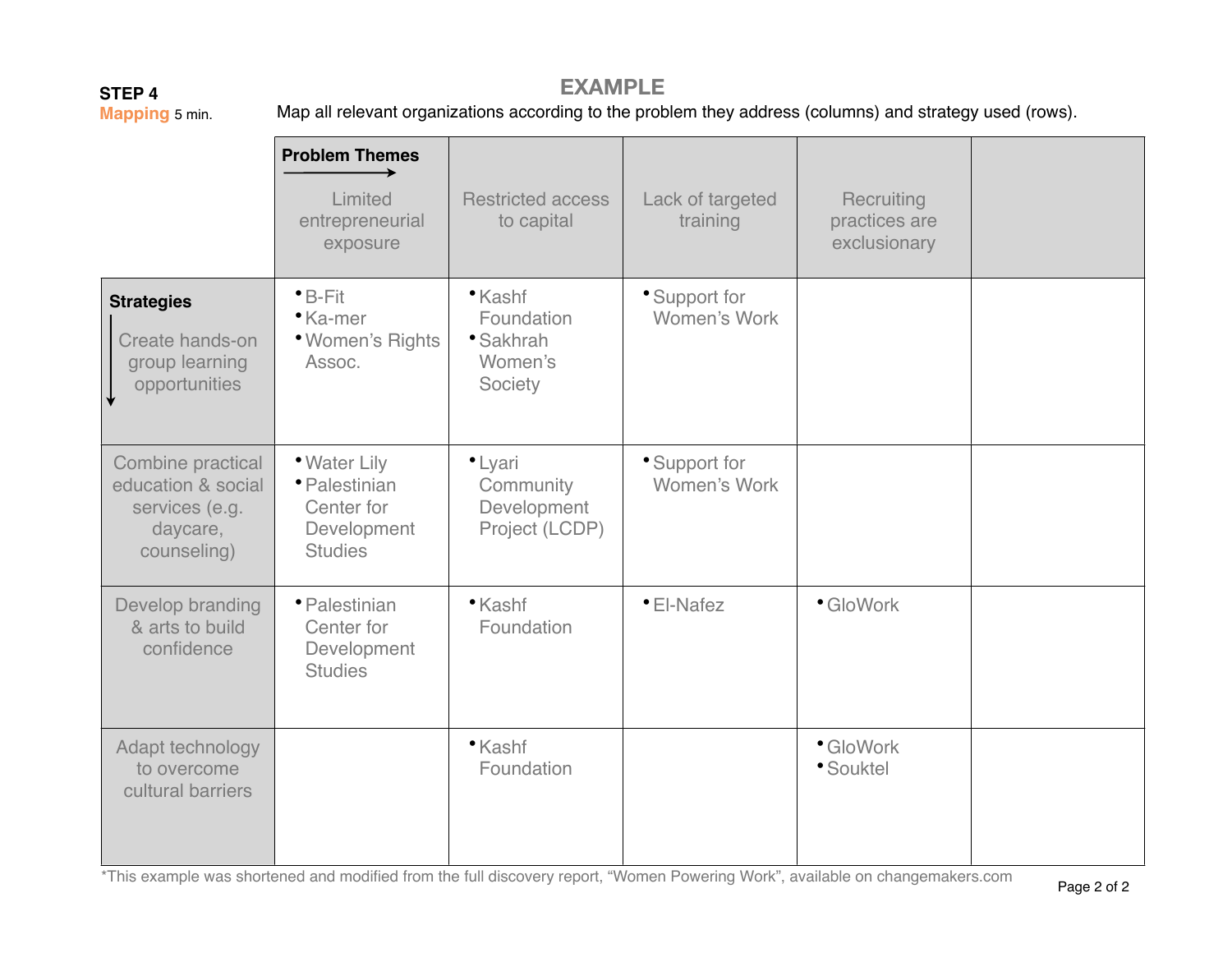**STEP 4**
**Mapping** 5 min.

# EXAMPLE

Map all relevant organizations according to the problem they address (columns) and strategy used (rows).

| **Problem Themes** → / **Strategies** ↓ | Limited entrepreneurial exposure | Restricted access to capital | Lack of targeted training | Recruiting practices are exclusionary | |
|---|---|---|---|---|---|
| Create hands-on group learning opportunities | • B-Fit<br>• Ka-mer<br>• Women's Rights Assoc. | • Kashf Foundation<br>• Sakhrah Women's Society | • Support for Women's Work | | |
| Combine practical education & social services (e.g. daycare, counseling) | • Water Lily<br>• Palestinian Center for Development Studies | • Lyari Community Development Project (LCDP) | • Support for Women's Work | | |
| Develop branding & arts to build confidence | • Palestinian Center for Development Studies | • Kashf Foundation | • El-Nafez | • GloWork | |
| Adapt technology to overcome cultural barriers | | • Kashf Foundation | | • GloWork<br>• Souktel | |

*This example was shortened and modified from the full discovery report, "Women Powering Work", available on changemakers.com